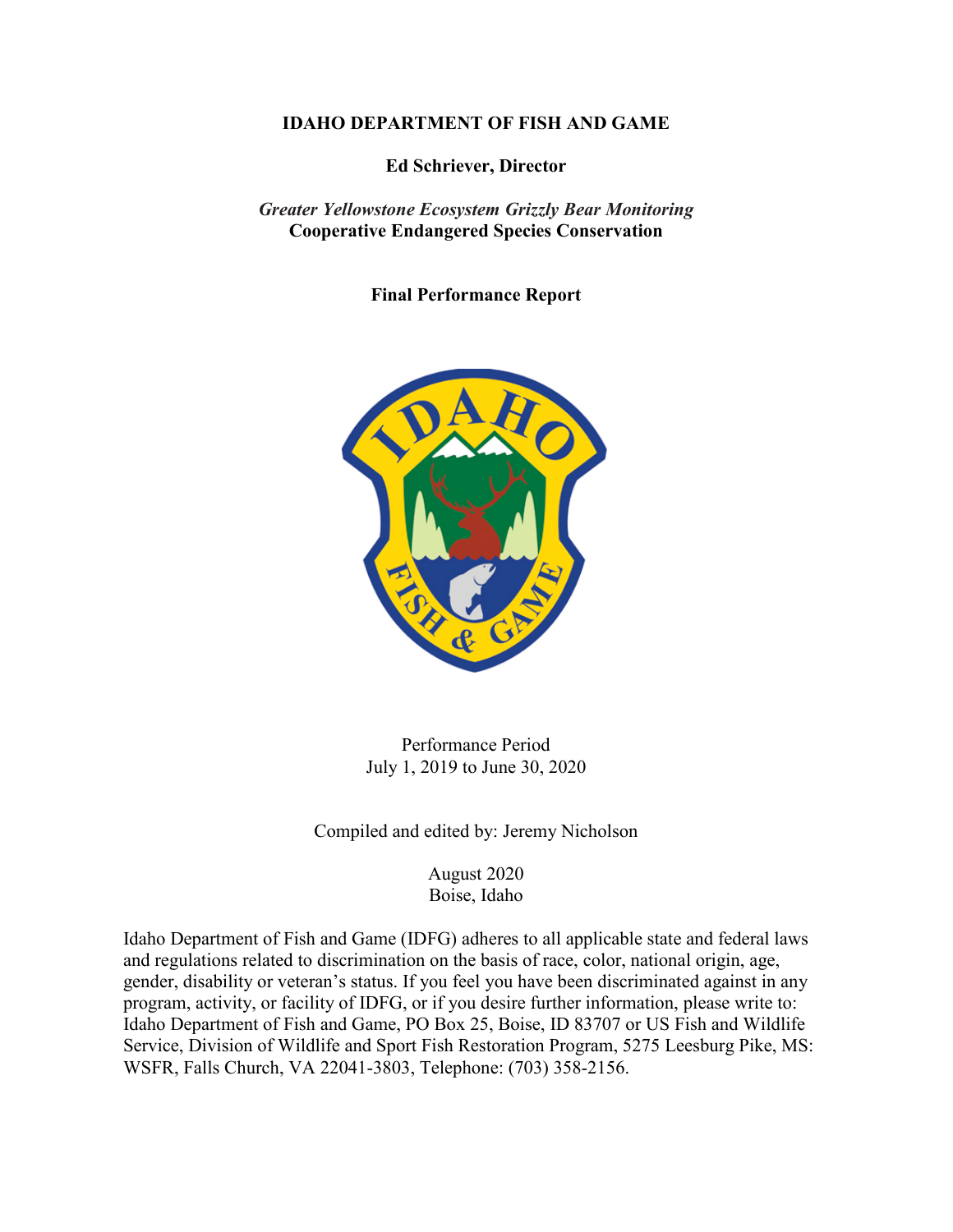**IDAHO DEPARTMENT OF FISH AND GAME**

**Ed Schriever, Director**

***Greater Yellowstone Ecosystem Grizzly Bear Monitoring***
**Cooperative Endangered Species Conservation**

**Final Performance Report**

Performance Period
July 1, 2019 to June 30, 2020

Compiled and edited by: Jeremy Nicholson

August 2020
Boise, Idaho

Idaho Department of Fish and Game (IDFG) adheres to all applicable state and federal laws and regulations related to discrimination on the basis of race, color, national origin, age, gender, disability or veteran's status. If you feel you have been discriminated against in any program, activity, or facility of IDFG, or if you desire further information, please write to: Idaho Department of Fish and Game, PO Box 25, Boise, ID 83707 or US Fish and Wildlife Service, Division of Wildlife and Sport Fish Restoration Program, 5275 Leesburg Pike, MS: WSFR, Falls Church, VA 22041-3803, Telephone: (703) 358-2156.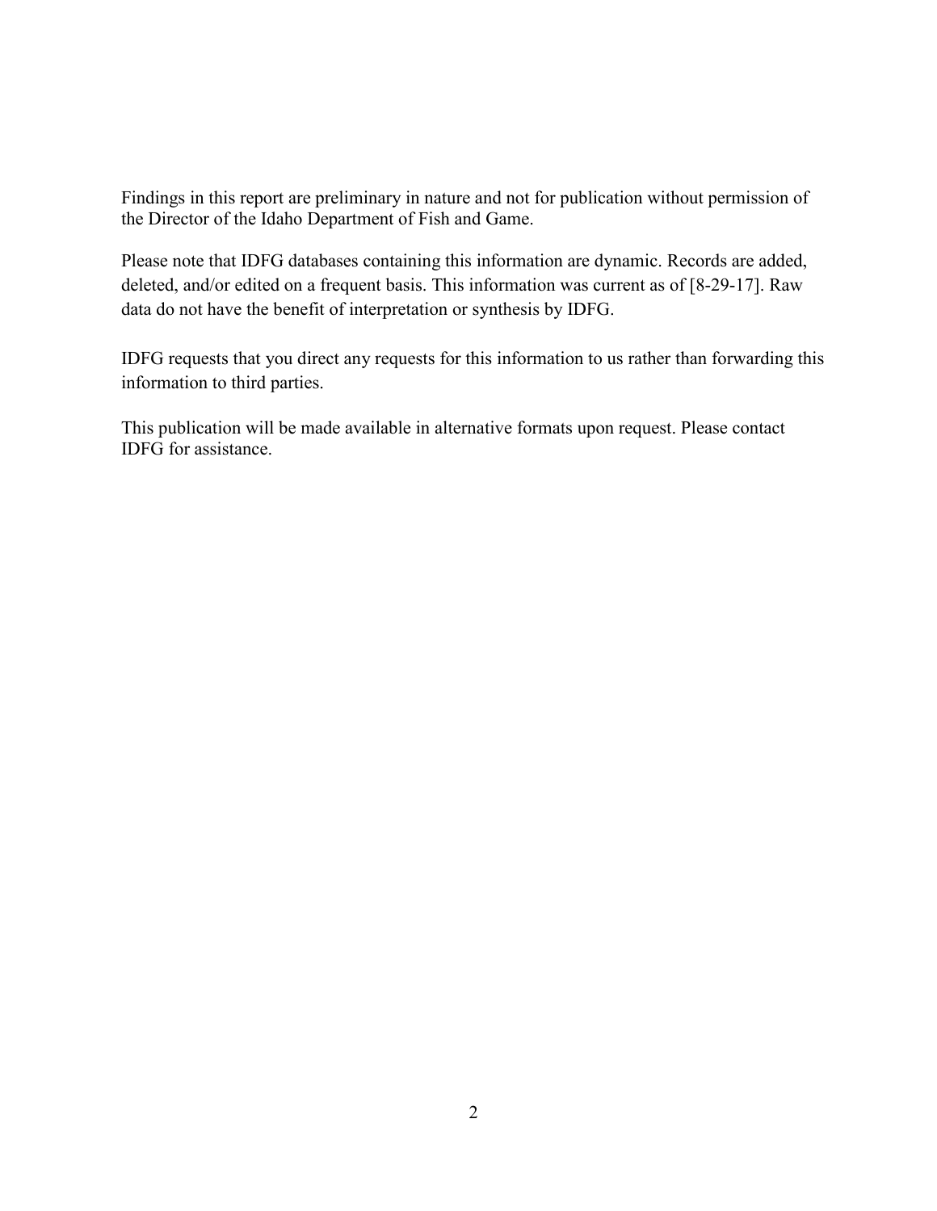Findings in this report are preliminary in nature and not for publication without permission of the Director of the Idaho Department of Fish and Game.

Please note that IDFG databases containing this information are dynamic. Records are added, deleted, and/or edited on a frequent basis. This information was current as of [8-29-17]. Raw data do not have the benefit of interpretation or synthesis by IDFG.

IDFG requests that you direct any requests for this information to us rather than forwarding this information to third parties.

This publication will be made available in alternative formats upon request. Please contact IDFG for assistance.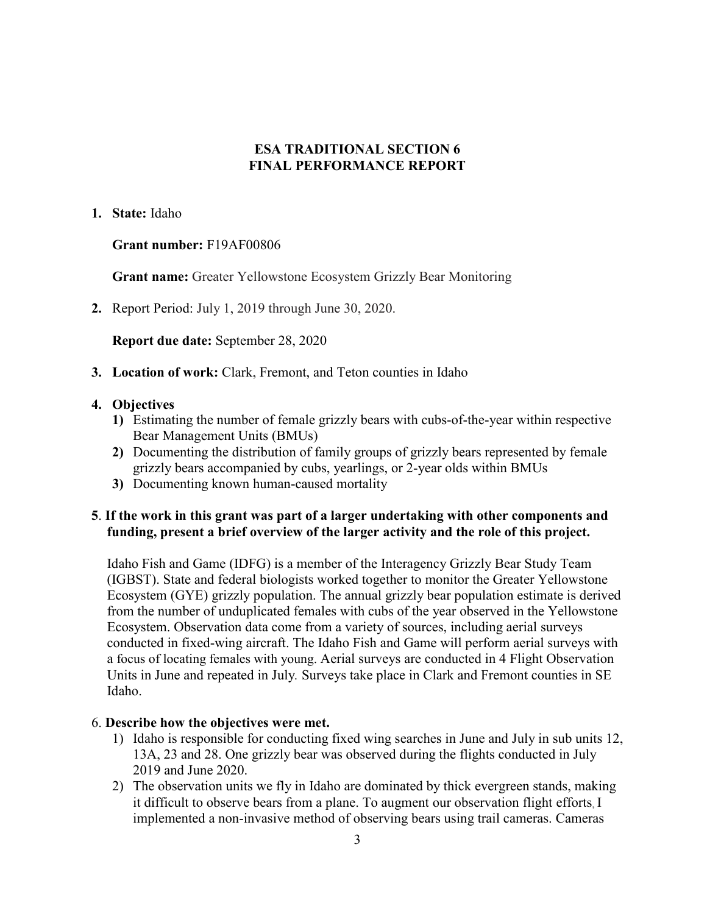## ESA TRADITIONAL SECTION 6
## FINAL PERFORMANCE REPORT

1. **State:** Idaho

   **Grant number:** F19AF00806

   **Grant name:** Greater Yellowstone Ecosystem Grizzly Bear Monitoring

2. Report Period: July 1, 2019 through June 30, 2020.

   **Report due date:** September 28, 2020

3. **Location of work:** Clark, Fremont, and Teton counties in Idaho

4. **Objectives**
   1) Estimating the number of female grizzly bears with cubs-of-the-year within respective Bear Management Units (BMUs)
   2) Documenting the distribution of family groups of grizzly bears represented by female grizzly bears accompanied by cubs, yearlings, or 2-year olds within BMUs
   3) Documenting known human-caused mortality

**5**. **If the work in this grant was part of a larger undertaking with other components and funding, present a brief overview of the larger activity and the role of this project.**

Idaho Fish and Game (IDFG) is a member of the Interagency Grizzly Bear Study Team (IGBST). State and federal biologists worked together to monitor the Greater Yellowstone Ecosystem (GYE) grizzly population. The annual grizzly bear population estimate is derived from the number of unduplicated females with cubs of the year observed in the Yellowstone Ecosystem. Observation data come from a variety of sources, including aerial surveys conducted in fixed-wing aircraft. The Idaho Fish and Game will perform aerial surveys with a focus of locating females with young. Aerial surveys are conducted in 4 Flight Observation Units in June and repeated in July. Surveys take place in Clark and Fremont counties in SE Idaho.

6. **Describe how the objectives were met.**
   1) Idaho is responsible for conducting fixed wing searches in June and July in sub units 12, 13A, 23 and 28. One grizzly bear was observed during the flights conducted in July 2019 and June 2020.
   2) The observation units we fly in Idaho are dominated by thick evergreen stands, making it difficult to observe bears from a plane. To augment our observation flight efforts, I implemented a non-invasive method of observing bears using trail cameras. Cameras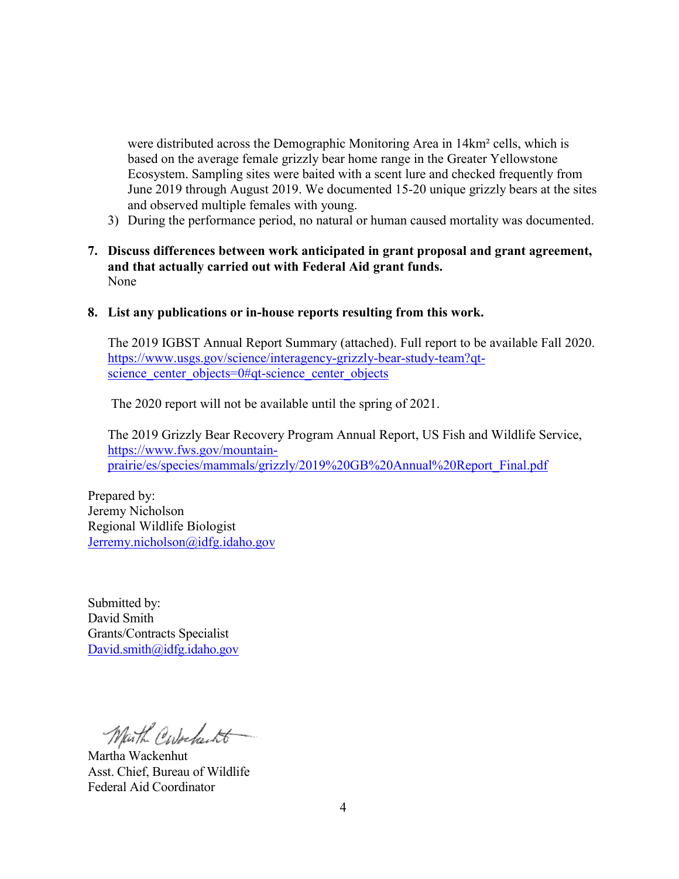were distributed across the Demographic Monitoring Area in 14km² cells, which is based on the average female grizzly bear home range in the Greater Yellowstone Ecosystem. Sampling sites were baited with a scent lure and checked frequently from June 2019 through August 2019. We documented 15-20 unique grizzly bears at the sites and observed multiple females with young.

3) During the performance period, no natural or human caused mortality was documented.

**7. Discuss differences between work anticipated in grant proposal and grant agreement, and that actually carried out with Federal Aid grant funds.**

None

**8. List any publications or in-house reports resulting from this work.**

The 2019 IGBST Annual Report Summary (attached). Full report to be available Fall 2020. https://www.usgs.gov/science/interagency-grizzly-bear-study-team?qt-science_center_objects=0#qt-science_center_objects

The 2020 report will not be available until the spring of 2021.

The 2019 Grizzly Bear Recovery Program Annual Report, US Fish and Wildlife Service, https://www.fws.gov/mountain-prairie/es/species/mammals/grizzly/2019%20GB%20Annual%20Report_Final.pdf

Prepared by:
Jeremy Nicholson
Regional Wildlife Biologist
Jerremy.nicholson@idfg.idaho.gov

Submitted by:
David Smith
Grants/Contracts Specialist
David.smith@idfg.idaho.gov

Martha Wackenhut
Asst. Chief, Bureau of Wildlife
Federal Aid Coordinator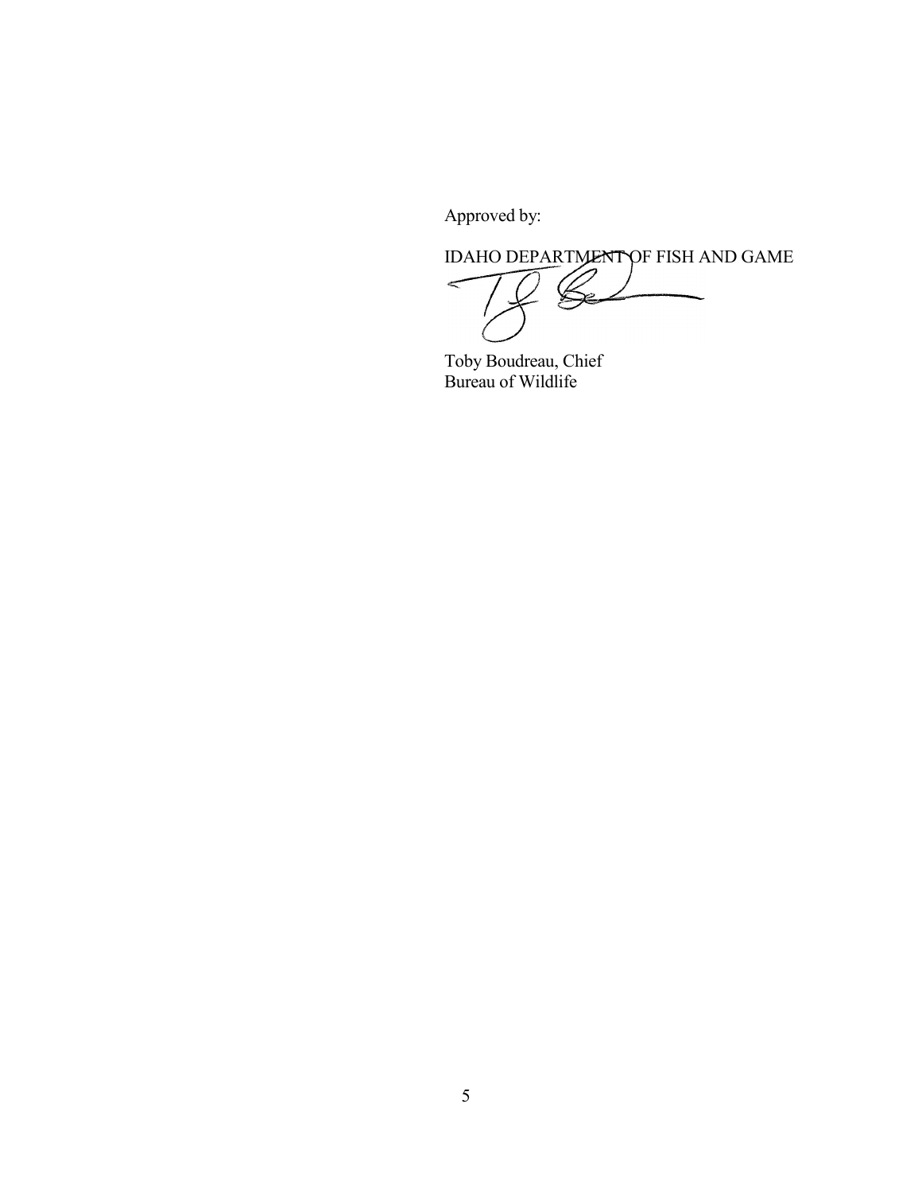Approved by:

IDAHO DEPARTMENT OF FISH AND GAME

Toby Boudreau, Chief
Bureau of Wildlife